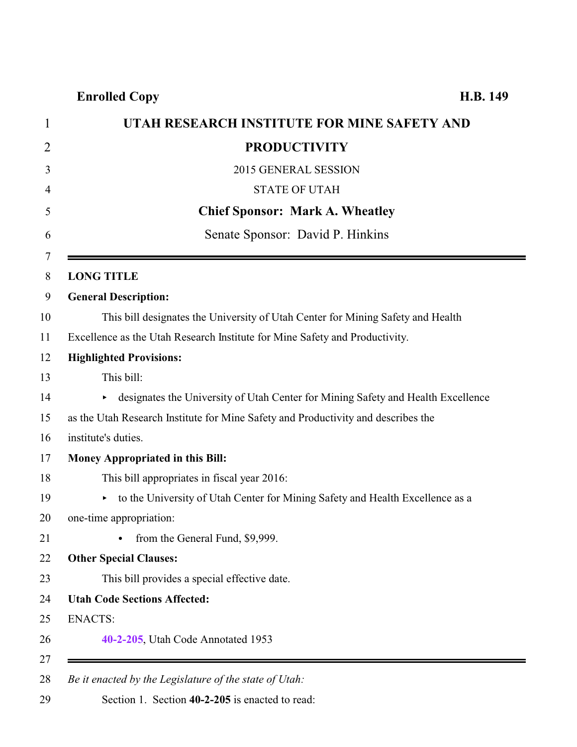**Enrolled Copy** **H.B. 149**

# UTAH RESEARCH INSTITUTE FOR MINE SAFETY AND PRODUCTIVITY

2015 GENERAL SESSION

STATE OF UTAH

**Chief Sponsor: Mark A. Wheatley**

Senate Sponsor: David P. Hinkins

---

**LONG TITLE**

**General Description:**

This bill designates the University of Utah Center for Mining Safety and Health Excellence as the Utah Research Institute for Mine Safety and Productivity.

**Highlighted Provisions:**

This bill:

- designates the University of Utah Center for Mining Safety and Health Excellence as the Utah Research Institute for Mine Safety and Productivity and describes the institute's duties.

**Money Appropriated in this Bill:**

This bill appropriates in fiscal year 2016:

- to the University of Utah Center for Mining Safety and Health Excellence as a one-time appropriation:
  - from the General Fund, $9,999.

**Other Special Clauses:**

This bill provides a special effective date.

**Utah Code Sections Affected:**

ENACTS:

**40-2-205**, Utah Code Annotated 1953

---

*Be it enacted by the Legislature of the state of Utah:*

Section 1. Section **40-2-205** is enacted to read: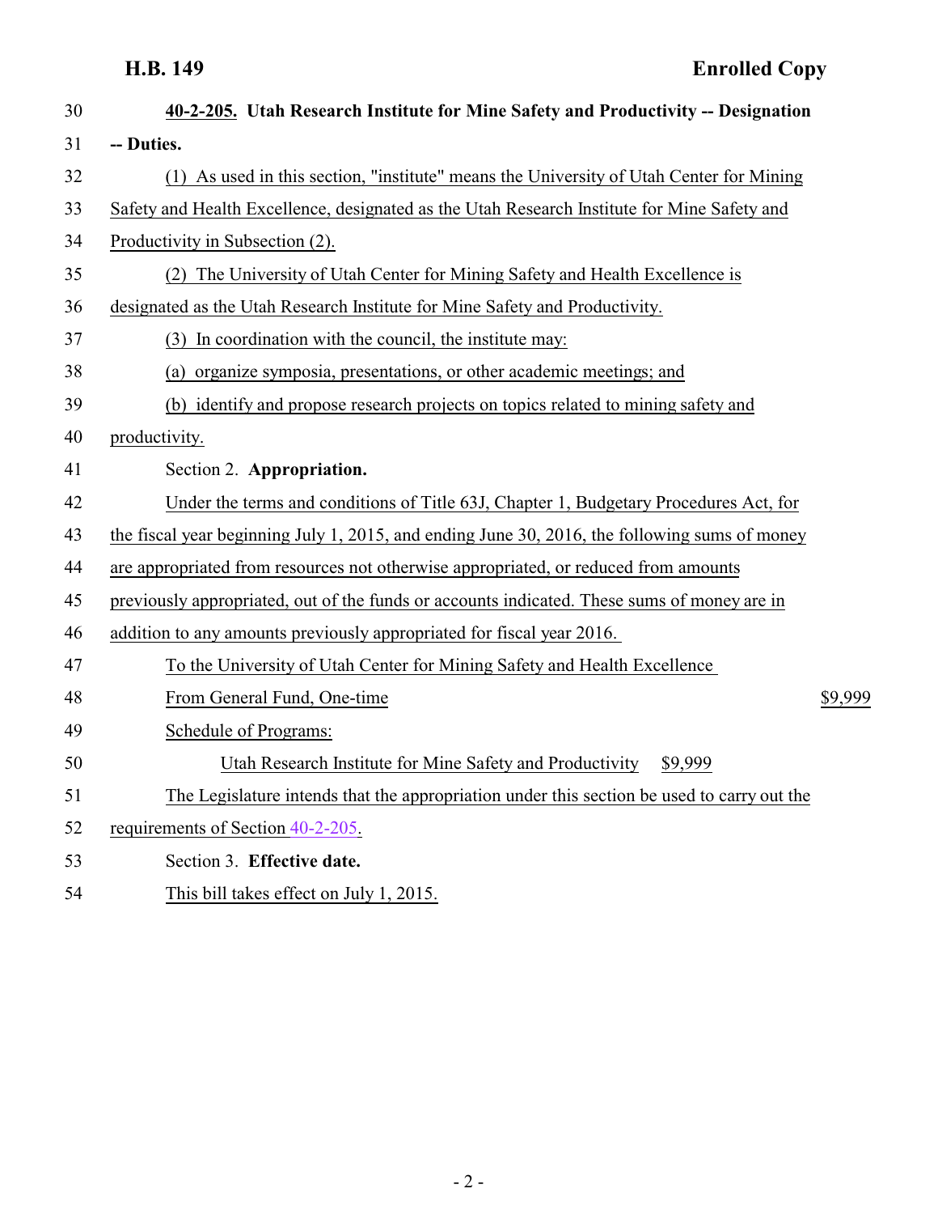**40-2-205. Utah Research Institute for Mine Safety and Productivity -- Designation -- Duties.**

(1) As used in this section, "institute" means the University of Utah Center for Mining Safety and Health Excellence, designated as the Utah Research Institute for Mine Safety and Productivity in Subsection (2).

(2) The University of Utah Center for Mining Safety and Health Excellence is designated as the Utah Research Institute for Mine Safety and Productivity.

(3) In coordination with the council, the institute may:

(a) organize symposia, presentations, or other academic meetings; and

(b) identify and propose research projects on topics related to mining safety and productivity.

Section 2. **Appropriation.**

Under the terms and conditions of Title 63J, Chapter 1, Budgetary Procedures Act, for the fiscal year beginning July 1, 2015, and ending June 30, 2016, the following sums of money are appropriated from resources not otherwise appropriated, or reduced from amounts previously appropriated, out of the funds or accounts indicated. These sums of money are in addition to any amounts previously appropriated for fiscal year 2016.

To the University of Utah Center for Mining Safety and Health Excellence

From General Fund, One-time $9,999

Schedule of Programs:

Utah Research Institute for Mine Safety and Productivity $9,999

The Legislature intends that the appropriation under this section be used to carry out the requirements of Section 40-2-205.

Section 3. **Effective date.**

This bill takes effect on July 1, 2015.